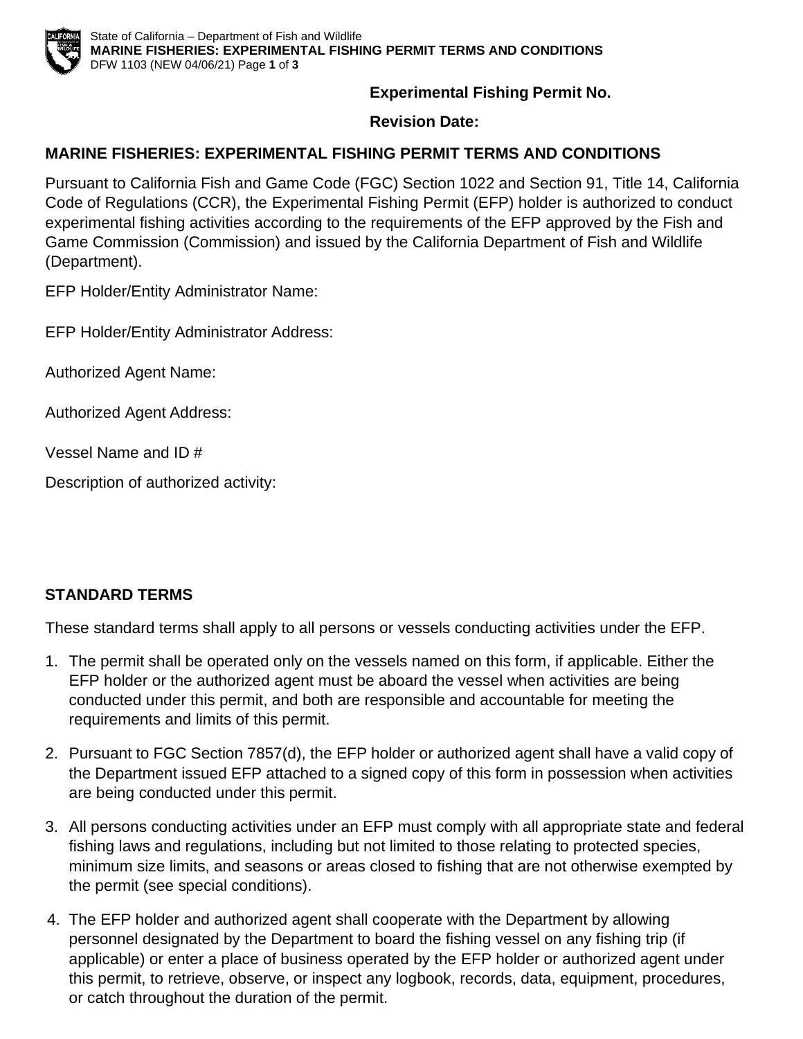**Experimental Fishing Permit No.**

**Revision Date:**

## MARINE FISHERIES: EXPERIMENTAL FISHING PERMIT TERMS AND CONDITIONS

Pursuant to California Fish and Game Code (FGC) Section 1022 and Section 91, Title 14, California Code of Regulations (CCR), the Experimental Fishing Permit (EFP) holder is authorized to conduct experimental fishing activities according to the requirements of the EFP approved by the Fish and Game Commission (Commission) and issued by the California Department of Fish and Wildlife (Department).

EFP Holder/Entity Administrator Name:

EFP Holder/Entity Administrator Address:

Authorized Agent Name:

Authorized Agent Address:

Vessel Name and ID #

Description of authorized activity:

## STANDARD TERMS

These standard terms shall apply to all persons or vessels conducting activities under the EFP.

1. The permit shall be operated only on the vessels named on this form, if applicable. Either the EFP holder or the authorized agent must be aboard the vessel when activities are being conducted under this permit, and both are responsible and accountable for meeting the requirements and limits of this permit.
2. Pursuant to FGC Section 7857(d), the EFP holder or authorized agent shall have a valid copy of the Department issued EFP attached to a signed copy of this form in possession when activities are being conducted under this permit.
3. All persons conducting activities under an EFP must comply with all appropriate state and federal fishing laws and regulations, including but not limited to those relating to protected species, minimum size limits, and seasons or areas closed to fishing that are not otherwise exempted by the permit (see special conditions).
4. The EFP holder and authorized agent shall cooperate with the Department by allowing personnel designated by the Department to board the fishing vessel on any fishing trip (if applicable) or enter a place of business operated by the EFP holder or authorized agent under this permit, to retrieve, observe, or inspect any logbook, records, data, equipment, procedures, or catch throughout the duration of the permit.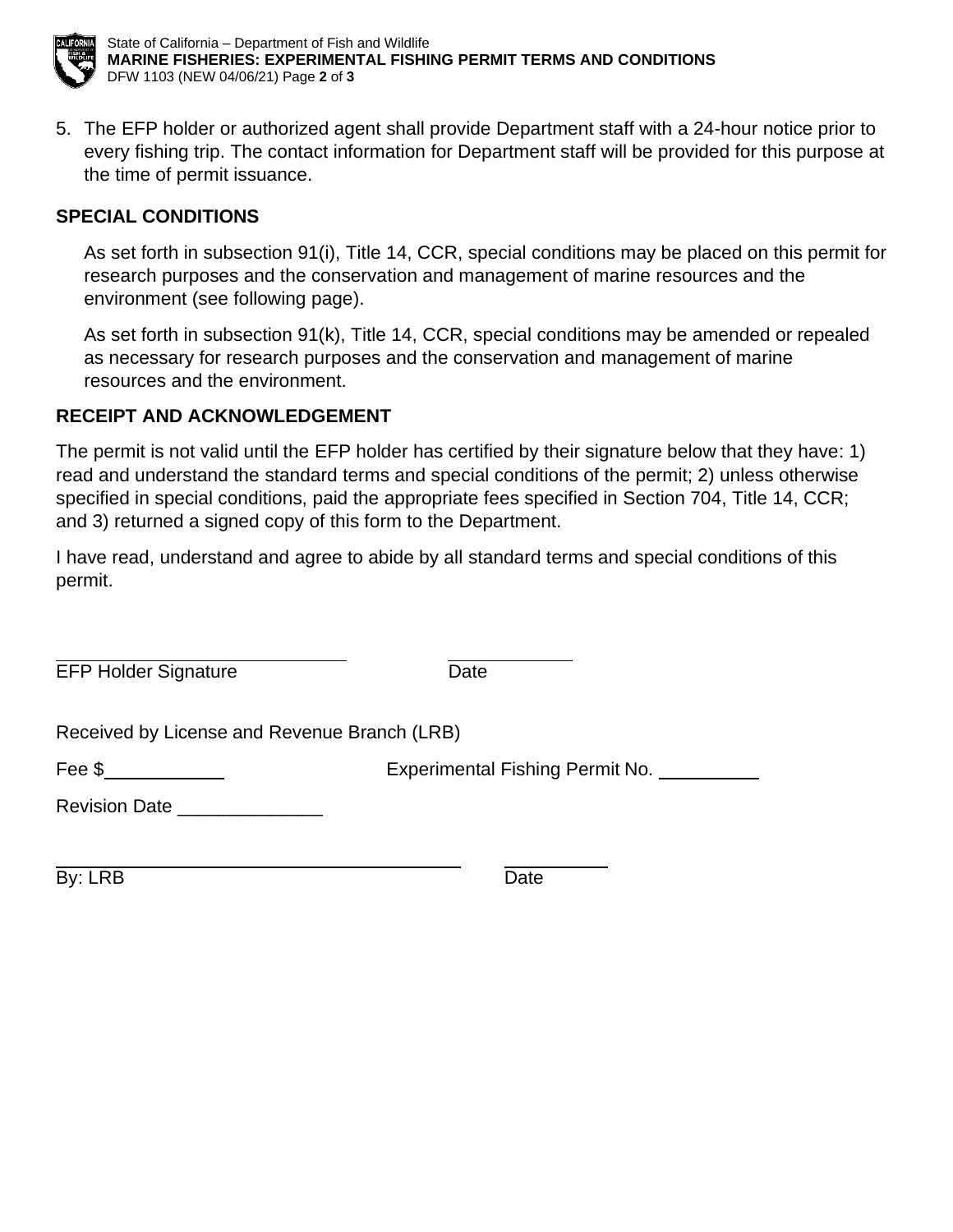5. The EFP holder or authorized agent shall provide Department staff with a 24-hour notice prior to every fishing trip. The contact information for Department staff will be provided for this purpose at the time of permit issuance.

## SPECIAL CONDITIONS

As set forth in subsection 91(i), Title 14, CCR, special conditions may be placed on this permit for research purposes and the conservation and management of marine resources and the environment (see following page).

As set forth in subsection 91(k), Title 14, CCR, special conditions may be amended or repealed as necessary for research purposes and the conservation and management of marine resources and the environment.

## RECEIPT AND ACKNOWLEDGEMENT

The permit is not valid until the EFP holder has certified by their signature below that they have: 1) read and understand the standard terms and special conditions of the permit; 2) unless otherwise specified in special conditions, paid the appropriate fees specified in Section 704, Title 14, CCR; and 3) returned a signed copy of this form to the Department.

I have read, understand and agree to abide by all standard terms and special conditions of this permit.

______________________________ ____________
EFP Holder Signature Date

Received by License and Revenue Branch (LRB)

Fee $____________ Experimental Fishing Permit No. __________

Revision Date ______________

______________________________ __________
By: LRB Date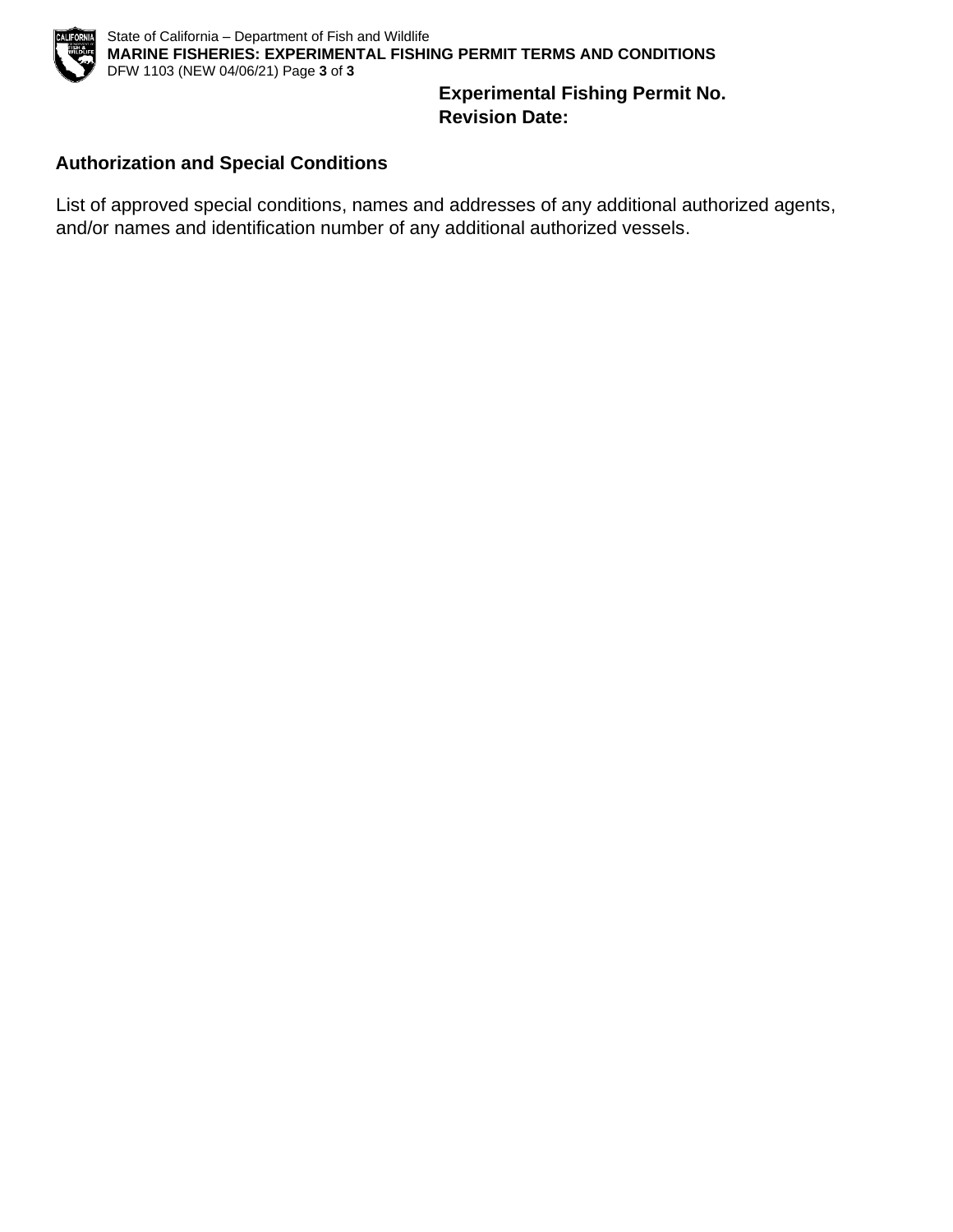**Experimental Fishing Permit No.**
**Revision Date:**

## Authorization and Special Conditions

List of approved special conditions, names and addresses of any additional authorized agents, and/or names and identification number of any additional authorized vessels.